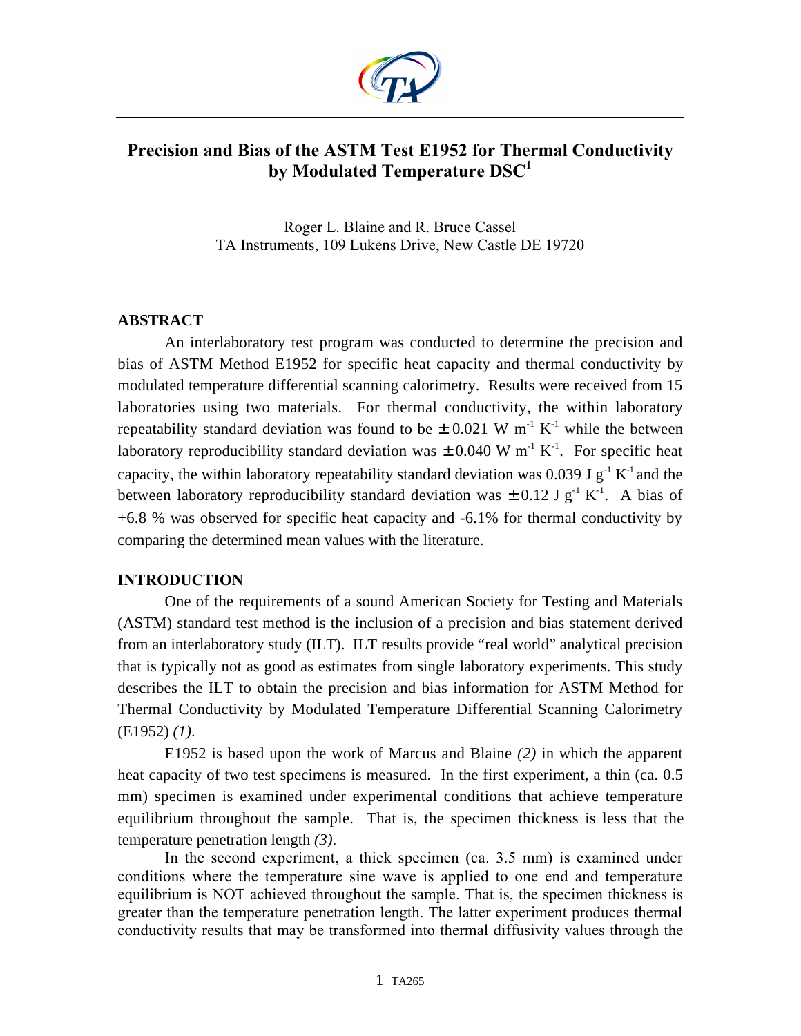# Precision and Bias of the ASTM Test E1952 for Thermal Conductivity by Modulated Temperature DSC[1]

Roger L. Blaine and R. Bruce Cassel
TA Instruments, 109 Lukens Drive, New Castle DE 19720

## ABSTRACT

An interlaboratory test program was conducted to determine the precision and bias of ASTM Method E1952 for specific heat capacity and thermal conductivity by modulated temperature differential scanning calorimetry. Results were received from 15 laboratories using two materials. For thermal conductivity, the within laboratory repeatability standard deviation was found to be $\pm 0.021$ W $m^{-1}$ $K^{-1}$ while the between laboratory reproducibility standard deviation was $\pm 0.040$ W $m^{-1}$ $K^{-1}$. For specific heat capacity, the within laboratory repeatability standard deviation was 0.039 J $g^{-1}$ $K^{-1}$ and the between laboratory reproducibility standard deviation was $\pm 0.12$ J $g^{-1}$ $K^{-1}$. A bias of +6.8 % was observed for specific heat capacity and -6.1% for thermal conductivity by comparing the determined mean values with the literature.

## INTRODUCTION

One of the requirements of a sound American Society for Testing and Materials (ASTM) standard test method is the inclusion of a precision and bias statement derived from an interlaboratory study (ILT). ILT results provide "real world" analytical precision that is typically not as good as estimates from single laboratory experiments. This study describes the ILT to obtain the precision and bias information for ASTM Method for Thermal Conductivity by Modulated Temperature Differential Scanning Calorimetry (E1952) *(1)*.

E1952 is based upon the work of Marcus and Blaine *(2)* in which the apparent heat capacity of two test specimens is measured. In the first experiment, a thin (ca. 0.5 mm) specimen is examined under experimental conditions that achieve temperature equilibrium throughout the sample. That is, the specimen thickness is less that the temperature penetration length *(3)*.

In the second experiment, a thick specimen (ca. 3.5 mm) is examined under conditions where the temperature sine wave is applied to one end and temperature equilibrium is NOT achieved throughout the sample. That is, the specimen thickness is greater than the temperature penetration length. The latter experiment produces thermal conductivity results that may be transformed into thermal diffusivity values through the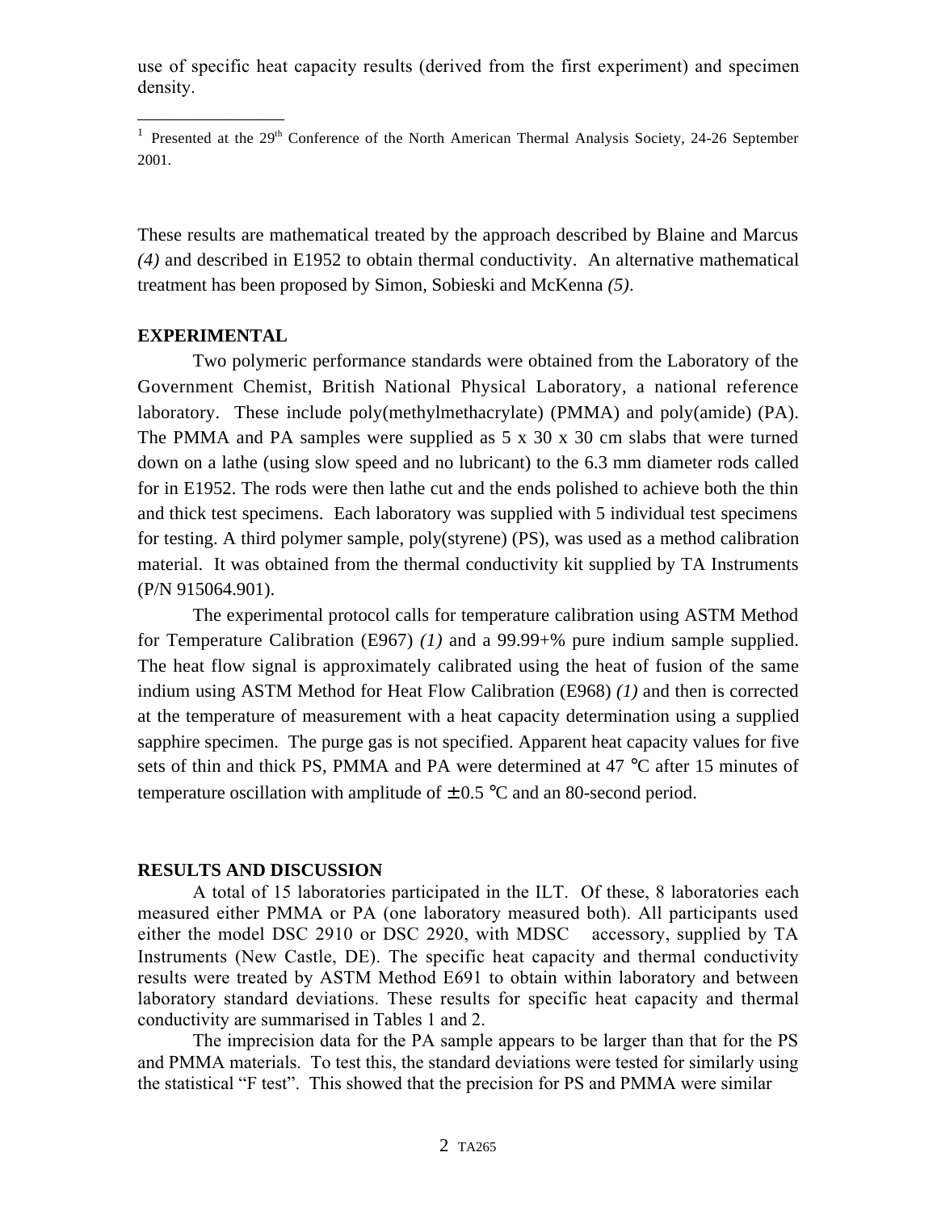use of specific heat capacity results (derived from the first experiment) and specimen density.

---

[1] Presented at the 29th Conference of the North American Thermal Analysis Society, 24-26 September 2001.

These results are mathematical treated by the approach described by Blaine and Marcus *(4)* and described in E1952 to obtain thermal conductivity. An alternative mathematical treatment has been proposed by Simon, Sobieski and McKenna *(5)*.

## EXPERIMENTAL

Two polymeric performance standards were obtained from the Laboratory of the Government Chemist, British National Physical Laboratory, a national reference laboratory. These include poly(methylmethacrylate) (PMMA) and poly(amide) (PA). The PMMA and PA samples were supplied as 5 x 30 x 30 cm slabs that were turned down on a lathe (using slow speed and no lubricant) to the 6.3 mm diameter rods called for in E1952. The rods were then lathe cut and the ends polished to achieve both the thin and thick test specimens. Each laboratory was supplied with 5 individual test specimens for testing. A third polymer sample, poly(styrene) (PS), was used as a method calibration material. It was obtained from the thermal conductivity kit supplied by TA Instruments (P/N 915064.901).

The experimental protocol calls for temperature calibration using ASTM Method for Temperature Calibration (E967) *(1)* and a 99.99+% pure indium sample supplied. The heat flow signal is approximately calibrated using the heat of fusion of the same indium using ASTM Method for Heat Flow Calibration (E968) *(1)* and then is corrected at the temperature of measurement with a heat capacity determination using a supplied sapphire specimen. The purge gas is not specified. Apparent heat capacity values for five sets of thin and thick PS, PMMA and PA were determined at 47 °C after 15 minutes of temperature oscillation with amplitude of ± 0.5 °C and an 80-second period.

## RESULTS AND DISCUSSION

A total of 15 laboratories participated in the ILT. Of these, 8 laboratories each measured either PMMA or PA (one laboratory measured both). All participants used either the model DSC 2910 or DSC 2920, with MDSC accessory, supplied by TA Instruments (New Castle, DE). The specific heat capacity and thermal conductivity results were treated by ASTM Method E691 to obtain within laboratory and between laboratory standard deviations. These results for specific heat capacity and thermal conductivity are summarised in Tables 1 and 2.

The imprecision data for the PA sample appears to be larger than that for the PS and PMMA materials. To test this, the standard deviations were tested for similarly using the statistical "F test". This showed that the precision for PS and PMMA were similar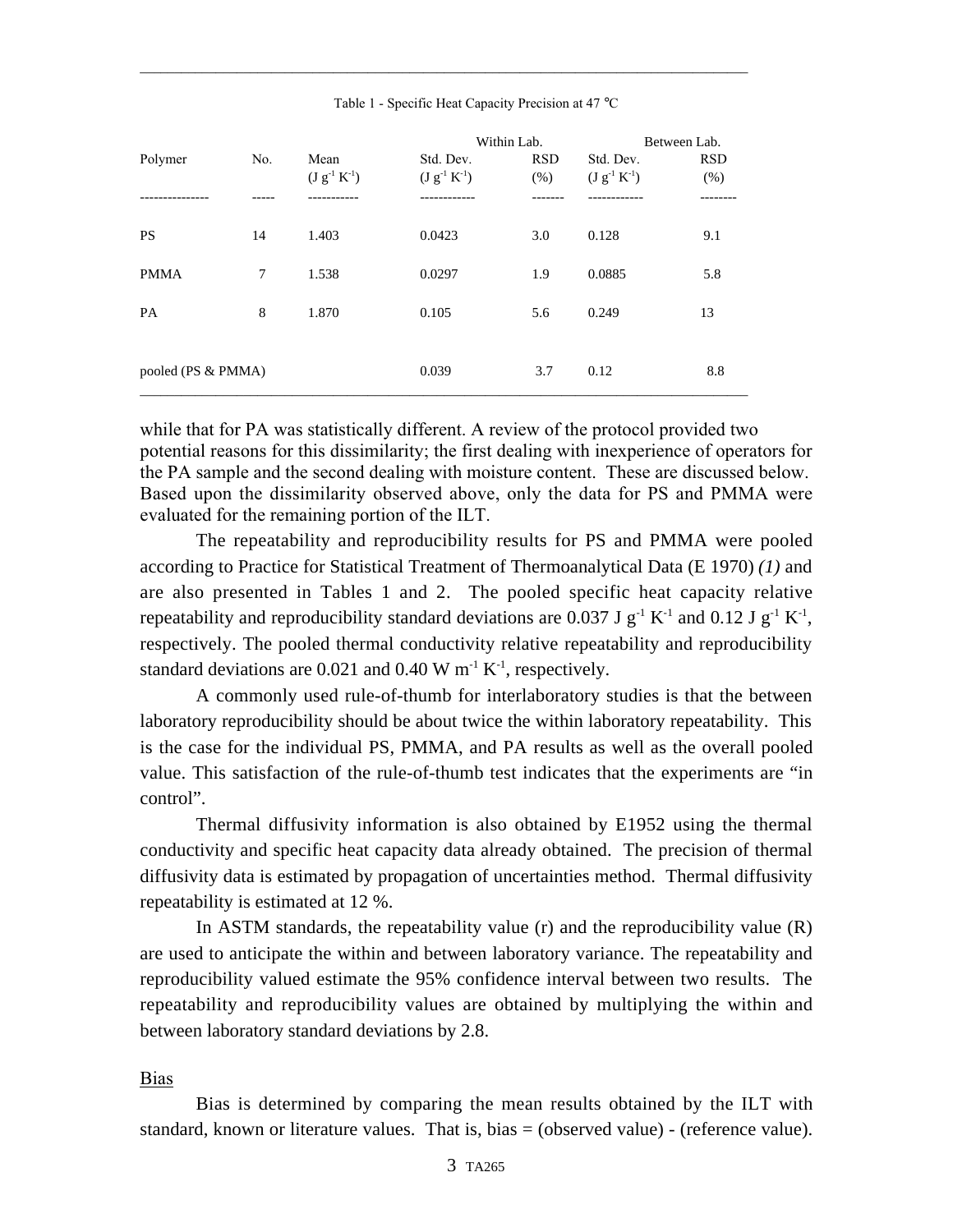Table 1 - Specific Heat Capacity Precision at 47 °C

| Polymer | No. | Mean ($J\ g^{-1}\ K^{-1}$) | Within Lab. Std. Dev. ($J\ g^{-1}\ K^{-1}$) | Within Lab. RSD (%) | Between Lab. Std. Dev. ($J\ g^{-1}\ K^{-1}$) | Between Lab. RSD (%) |
|---|---|---|---|---|---|---|
| PS | 14 | 1.403 | 0.0423 | 3.0 | 0.128 | 9.1 |
| PMMA | 7 | 1.538 | 0.0297 | 1.9 | 0.0885 | 5.8 |
| PA | 8 | 1.870 | 0.105 | 5.6 | 0.249 | 13 |
| pooled (PS & PMMA) | | | 0.039 | 3.7 | 0.12 | 8.8 |

while that for PA was statistically different. A review of the protocol provided two potential reasons for this dissimilarity; the first dealing with inexperience of operators for the PA sample and the second dealing with moisture content. These are discussed below. Based upon the dissimilarity observed above, only the data for PS and PMMA were evaluated for the remaining portion of the ILT.

The repeatability and reproducibility results for PS and PMMA were pooled according to Practice for Statistical Treatment of Thermoanalytical Data (E 1970) *(1)* and are also presented in Tables 1 and 2. The pooled specific heat capacity relative repeatability and reproducibility standard deviations are 0.037 $J\ g^{-1}\ K^{-1}$ and 0.12 $J\ g^{-1}\ K^{-1}$, respectively. The pooled thermal conductivity relative repeatability and reproducibility standard deviations are 0.021 and 0.40 $W\ m^{-1}\ K^{-1}$, respectively.

A commonly used rule-of-thumb for interlaboratory studies is that the between laboratory reproducibility should be about twice the within laboratory repeatability. This is the case for the individual PS, PMMA, and PA results as well as the overall pooled value. This satisfaction of the rule-of-thumb test indicates that the experiments are "in control".

Thermal diffusivity information is also obtained by E1952 using the thermal conductivity and specific heat capacity data already obtained. The precision of thermal diffusivity data is estimated by propagation of uncertainties method. Thermal diffusivity repeatability is estimated at 12 %.

In ASTM standards, the repeatability value (r) and the reproducibility value (R) are used to anticipate the within and between laboratory variance. The repeatability and reproducibility valued estimate the 95% confidence interval between two results. The repeatability and reproducibility values are obtained by multiplying the within and between laboratory standard deviations by 2.8.

## Bias

Bias is determined by comparing the mean results obtained by the ILT with standard, known or literature values. That is, bias = (observed value) - (reference value).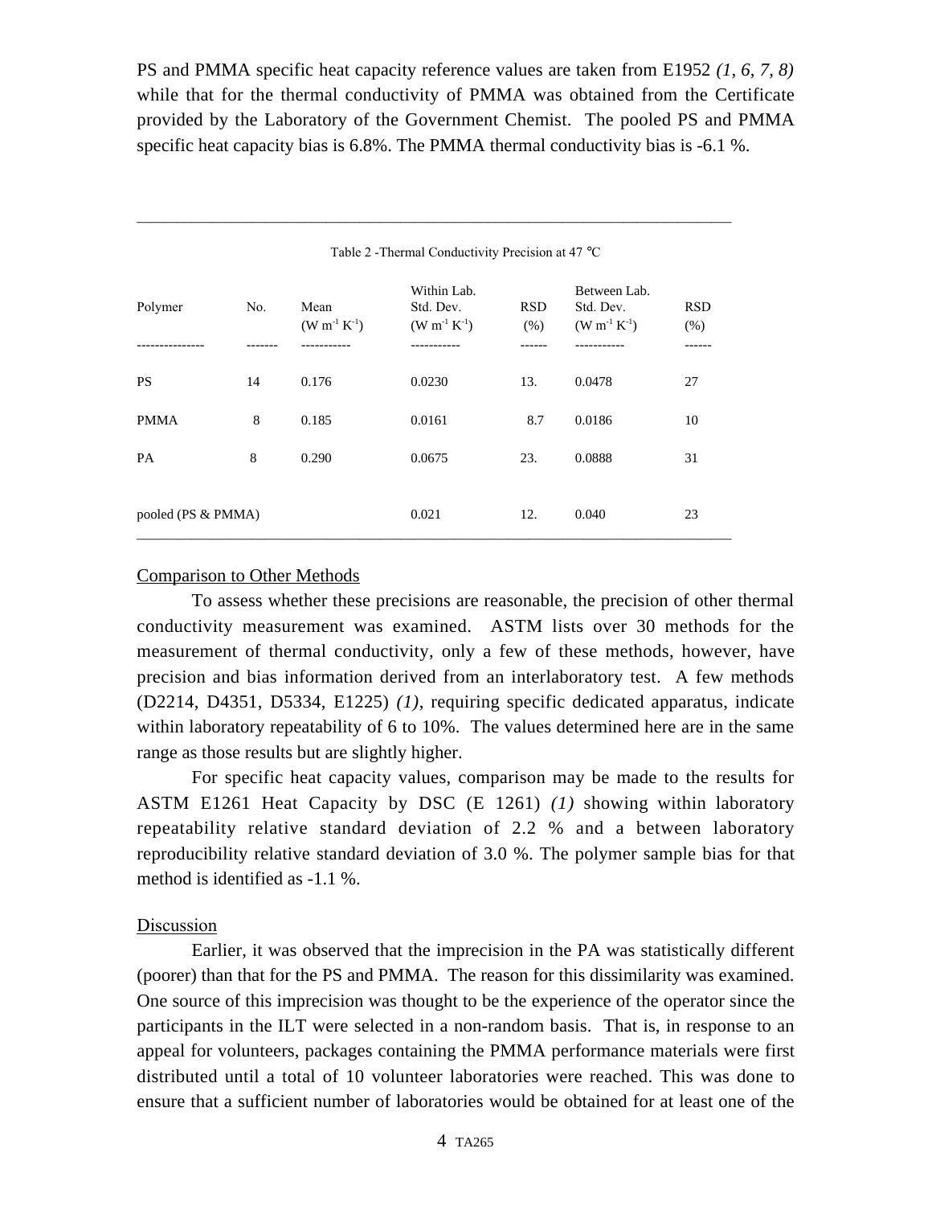PS and PMMA specific heat capacity reference values are taken from E1952 *(1, 6, 7, 8)* while that for the thermal conductivity of PMMA was obtained from the Certificate provided by the Laboratory of the Government Chemist. The pooled PS and PMMA specific heat capacity bias is 6.8%. The PMMA thermal conductivity bias is -6.1 %.

Table 2 -Thermal Conductivity Precision at 47 °C

| Polymer | No. | Mean ($W\ m^{-1}\ K^{-1}$) | Within Lab. Std. Dev. ($W\ m^{-1}\ K^{-1}$) | RSD (%) | Between Lab. Std. Dev. ($W\ m^{-1}\ K^{-1}$) | RSD (%) |
|---|---|---|---|---|---|---|
| PS | 14 | 0.176 | 0.0230 | 13. | 0.0478 | 27 |
| PMMA | 8 | 0.185 | 0.0161 | 8.7 | 0.0186 | 10 |
| PA | 8 | 0.290 | 0.0675 | 23. | 0.0888 | 31 |
| pooled (PS & PMMA) | | | 0.021 | 12. | 0.040 | 23 |

## Comparison to Other Methods

To assess whether these precisions are reasonable, the precision of other thermal conductivity measurement was examined. ASTM lists over 30 methods for the measurement of thermal conductivity, only a few of these methods, however, have precision and bias information derived from an interlaboratory test. A few methods (D2214, D4351, D5334, E1225) *(1)*, requiring specific dedicated apparatus, indicate within laboratory repeatability of 6 to 10%. The values determined here are in the same range as those results but are slightly higher.

For specific heat capacity values, comparison may be made to the results for ASTM E1261 Heat Capacity by DSC (E 1261) *(1)* showing within laboratory repeatability relative standard deviation of 2.2 % and a between laboratory reproducibility relative standard deviation of 3.0 %. The polymer sample bias for that method is identified as -1.1 %.

## Discussion

Earlier, it was observed that the imprecision in the PA was statistically different (poorer) than that for the PS and PMMA. The reason for this dissimilarity was examined. One source of this imprecision was thought to be the experience of the operator since the participants in the ILT were selected in a non-random basis. That is, in response to an appeal for volunteers, packages containing the PMMA performance materials were first distributed until a total of 10 volunteer laboratories were reached. This was done to ensure that a sufficient number of laboratories would be obtained for at least one of the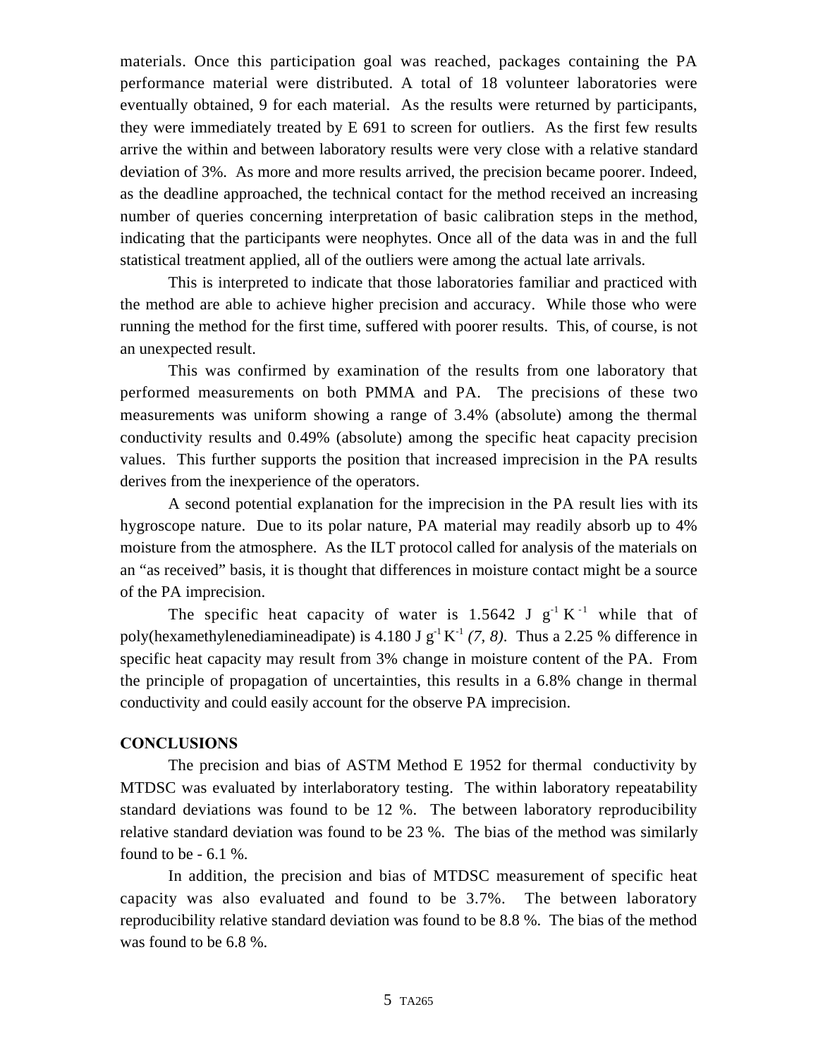materials. Once this participation goal was reached, packages containing the PA performance material were distributed. A total of 18 volunteer laboratories were eventually obtained, 9 for each material. As the results were returned by participants, they were immediately treated by E 691 to screen for outliers. As the first few results arrive the within and between laboratory results were very close with a relative standard deviation of 3%. As more and more results arrived, the precision became poorer. Indeed, as the deadline approached, the technical contact for the method received an increasing number of queries concerning interpretation of basic calibration steps in the method, indicating that the participants were neophytes. Once all of the data was in and the full statistical treatment applied, all of the outliers were among the actual late arrivals.

This is interpreted to indicate that those laboratories familiar and practiced with the method are able to achieve higher precision and accuracy. While those who were running the method for the first time, suffered with poorer results. This, of course, is not an unexpected result.

This was confirmed by examination of the results from one laboratory that performed measurements on both PMMA and PA. The precisions of these two measurements was uniform showing a range of 3.4% (absolute) among the thermal conductivity results and 0.49% (absolute) among the specific heat capacity precision values. This further supports the position that increased imprecision in the PA results derives from the inexperience of the operators.

A second potential explanation for the imprecision in the PA result lies with its hygroscope nature. Due to its polar nature, PA material may readily absorb up to 4% moisture from the atmosphere. As the ILT protocol called for analysis of the materials on an "as received" basis, it is thought that differences in moisture contact might be a source of the PA imprecision.

The specific heat capacity of water is 1.5642 J $g^{-1}$ $K^{-1}$ while that of poly(hexamethylenediamineadipate) is 4.180 J $g^{-1}$ $K^{-1}$ *(7, 8)*. Thus a 2.25 % difference in specific heat capacity may result from 3% change in moisture content of the PA. From the principle of propagation of uncertainties, this results in a 6.8% change in thermal conductivity and could easily account for the observe PA imprecision.

**CONCLUSIONS**

The precision and bias of ASTM Method E 1952 for thermal conductivity by MTDSC was evaluated by interlaboratory testing. The within laboratory repeatability standard deviations was found to be 12 %. The between laboratory reproducibility relative standard deviation was found to be 23 %. The bias of the method was similarly found to be - 6.1 %.

In addition, the precision and bias of MTDSC measurement of specific heat capacity was also evaluated and found to be 3.7%. The between laboratory reproducibility relative standard deviation was found to be 8.8 %. The bias of the method was found to be 6.8 %.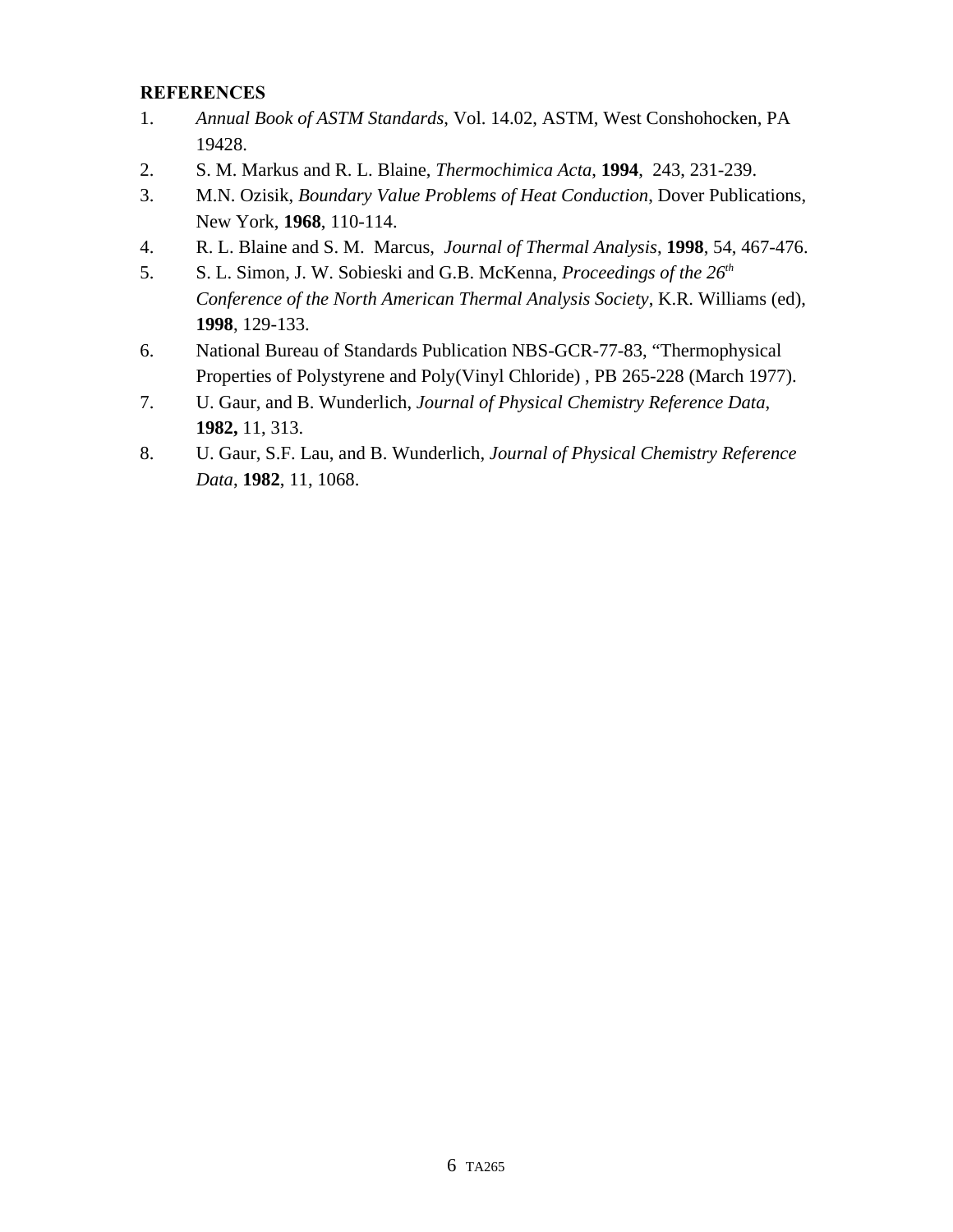## REFERENCES

1. *Annual Book of ASTM Standards*, Vol. 14.02, ASTM, West Conshohocken, PA 19428.
2. S. M. Markus and R. L. Blaine, *Thermochimica Acta*, **1994**, 243, 231-239.
3. M.N. Ozisik, *Boundary Value Problems of Heat Conduction*, Dover Publications, New York, **1968**, 110-114.
4. R. L. Blaine and S. M. Marcus, *Journal of Thermal Analysis*, **1998**, 54, 467-476.
5. S. L. Simon, J. W. Sobieski and G.B. McKenna, *Proceedings of the 26th Conference of the North American Thermal Analysis Society*, K.R. Williams (ed), **1998**, 129-133.
6. National Bureau of Standards Publication NBS-GCR-77-83, "Thermophysical Properties of Polystyrene and Poly(Vinyl Chloride) , PB 265-228 (March 1977).
7. U. Gaur, and B. Wunderlich, *Journal of Physical Chemistry Reference Data*, **1982,** 11, 313.
8. U. Gaur, S.F. Lau, and B. Wunderlich, *Journal of Physical Chemistry Reference Data*, **1982**, 11, 1068.